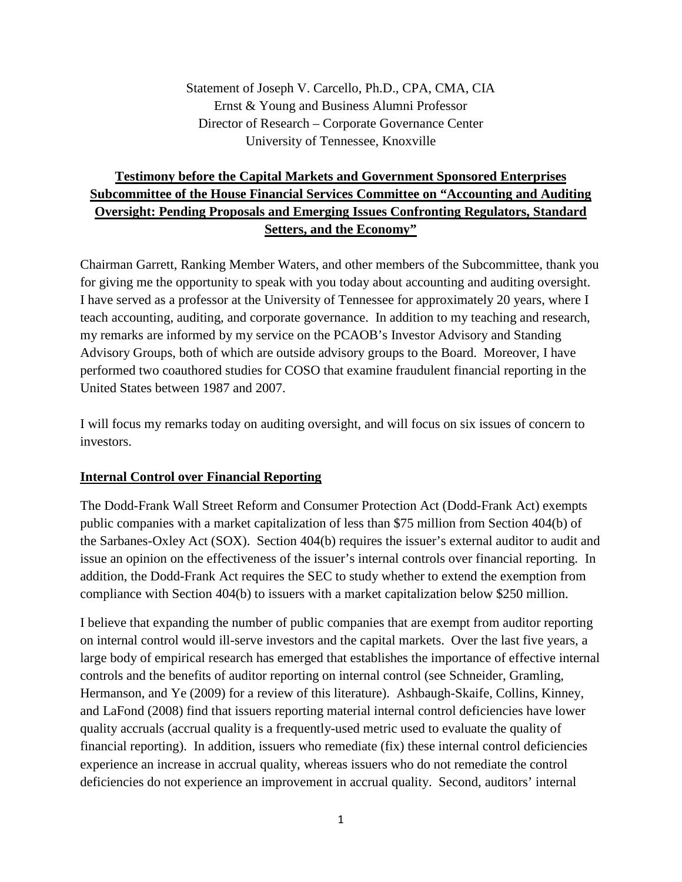Statement of Joseph V. Carcello, Ph.D., CPA, CMA, CIA
Ernst & Young and Business Alumni Professor
Director of Research – Corporate Governance Center
University of Tennessee, Knoxville

## Testimony before the Capital Markets and Government Sponsored Enterprises Subcommittee of the House Financial Services Committee on "Accounting and Auditing Oversight: Pending Proposals and Emerging Issues Confronting Regulators, Standard Setters, and the Economy"

Chairman Garrett, Ranking Member Waters, and other members of the Subcommittee, thank you for giving me the opportunity to speak with you today about accounting and auditing oversight. I have served as a professor at the University of Tennessee for approximately 20 years, where I teach accounting, auditing, and corporate governance. In addition to my teaching and research, my remarks are informed by my service on the PCAOB's Investor Advisory and Standing Advisory Groups, both of which are outside advisory groups to the Board. Moreover, I have performed two coauthored studies for COSO that examine fraudulent financial reporting in the United States between 1987 and 2007.

I will focus my remarks today on auditing oversight, and will focus on six issues of concern to investors.

### Internal Control over Financial Reporting

The Dodd-Frank Wall Street Reform and Consumer Protection Act (Dodd-Frank Act) exempts public companies with a market capitalization of less than $75 million from Section 404(b) of the Sarbanes-Oxley Act (SOX). Section 404(b) requires the issuer's external auditor to audit and issue an opinion on the effectiveness of the issuer's internal controls over financial reporting. In addition, the Dodd-Frank Act requires the SEC to study whether to extend the exemption from compliance with Section 404(b) to issuers with a market capitalization below $250 million.

I believe that expanding the number of public companies that are exempt from auditor reporting on internal control would ill-serve investors and the capital markets. Over the last five years, a large body of empirical research has emerged that establishes the importance of effective internal controls and the benefits of auditor reporting on internal control (see Schneider, Gramling, Hermanson, and Ye (2009) for a review of this literature). Ashbaugh-Skaife, Collins, Kinney, and LaFond (2008) find that issuers reporting material internal control deficiencies have lower quality accruals (accrual quality is a frequently-used metric used to evaluate the quality of financial reporting). In addition, issuers who remediate (fix) these internal control deficiencies experience an increase in accrual quality, whereas issuers who do not remediate the control deficiencies do not experience an improvement in accrual quality. Second, auditors' internal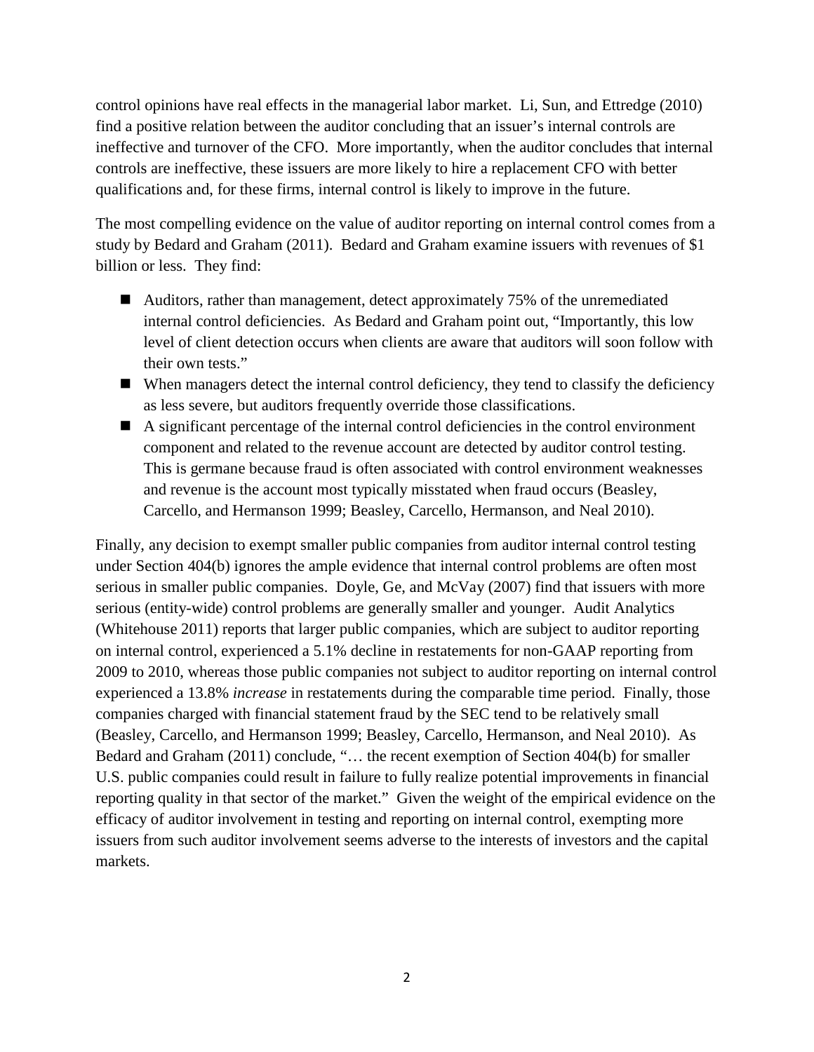control opinions have real effects in the managerial labor market. Li, Sun, and Ettredge (2010) find a positive relation between the auditor concluding that an issuer's internal controls are ineffective and turnover of the CFO. More importantly, when the auditor concludes that internal controls are ineffective, these issuers are more likely to hire a replacement CFO with better qualifications and, for these firms, internal control is likely to improve in the future.

The most compelling evidence on the value of auditor reporting on internal control comes from a study by Bedard and Graham (2011). Bedard and Graham examine issuers with revenues of $1 billion or less. They find:

- Auditors, rather than management, detect approximately 75% of the unremediated internal control deficiencies. As Bedard and Graham point out, "Importantly, this low level of client detection occurs when clients are aware that auditors will soon follow with their own tests."
- When managers detect the internal control deficiency, they tend to classify the deficiency as less severe, but auditors frequently override those classifications.
- A significant percentage of the internal control deficiencies in the control environment component and related to the revenue account are detected by auditor control testing. This is germane because fraud is often associated with control environment weaknesses and revenue is the account most typically misstated when fraud occurs (Beasley, Carcello, and Hermanson 1999; Beasley, Carcello, Hermanson, and Neal 2010).

Finally, any decision to exempt smaller public companies from auditor internal control testing under Section 404(b) ignores the ample evidence that internal control problems are often most serious in smaller public companies. Doyle, Ge, and McVay (2007) find that issuers with more serious (entity-wide) control problems are generally smaller and younger. Audit Analytics (Whitehouse 2011) reports that larger public companies, which are subject to auditor reporting on internal control, experienced a 5.1% decline in restatements for non-GAAP reporting from 2009 to 2010, whereas those public companies not subject to auditor reporting on internal control experienced a 13.8% *increase* in restatements during the comparable time period. Finally, those companies charged with financial statement fraud by the SEC tend to be relatively small (Beasley, Carcello, and Hermanson 1999; Beasley, Carcello, Hermanson, and Neal 2010). As Bedard and Graham (2011) conclude, "… the recent exemption of Section 404(b) for smaller U.S. public companies could result in failure to fully realize potential improvements in financial reporting quality in that sector of the market." Given the weight of the empirical evidence on the efficacy of auditor involvement in testing and reporting on internal control, exempting more issuers from such auditor involvement seems adverse to the interests of investors and the capital markets.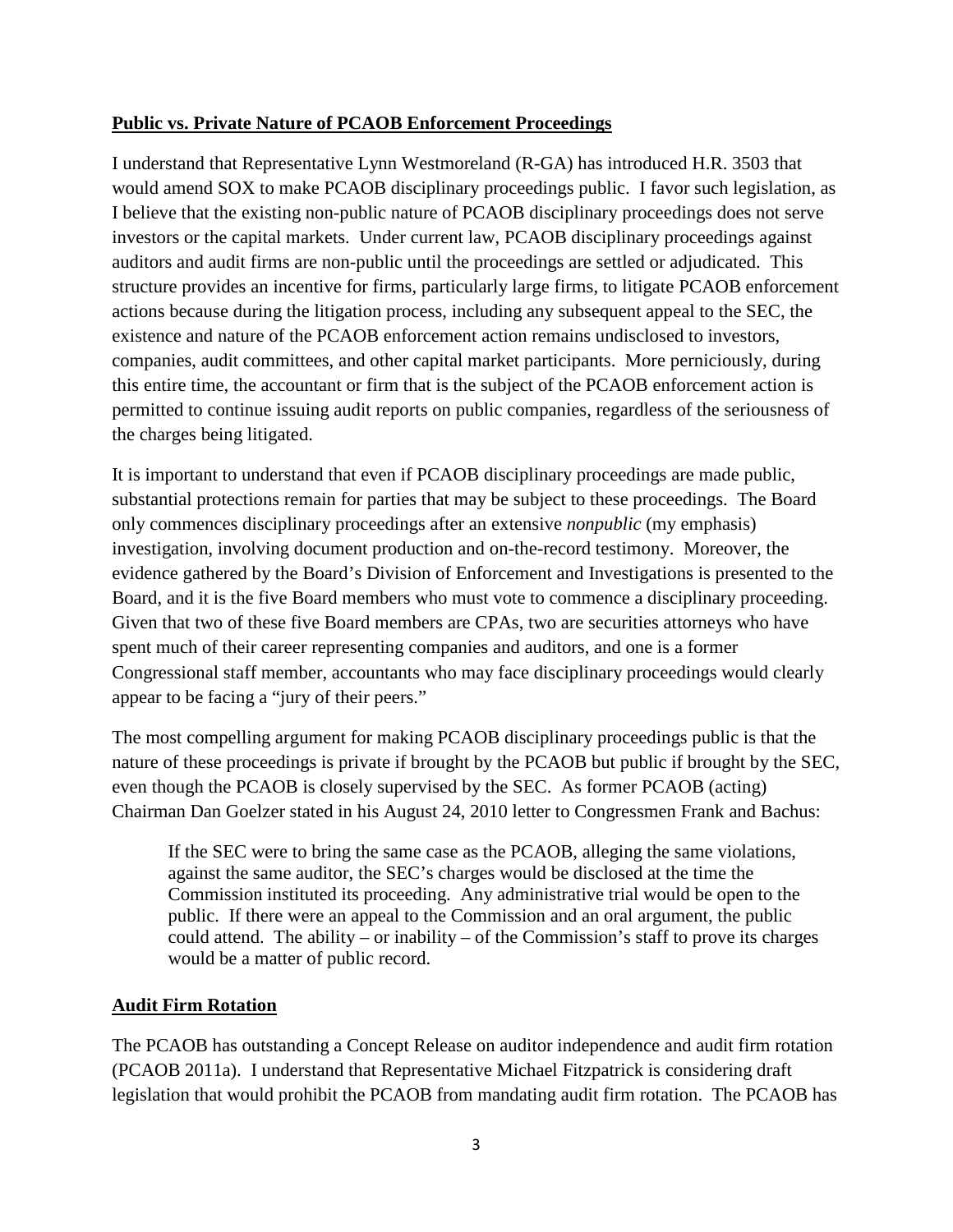**Public vs. Private Nature of PCAOB Enforcement Proceedings**

I understand that Representative Lynn Westmoreland (R-GA) has introduced H.R. 3503 that would amend SOX to make PCAOB disciplinary proceedings public. I favor such legislation, as I believe that the existing non-public nature of PCAOB disciplinary proceedings does not serve investors or the capital markets. Under current law, PCAOB disciplinary proceedings against auditors and audit firms are non-public until the proceedings are settled or adjudicated. This structure provides an incentive for firms, particularly large firms, to litigate PCAOB enforcement actions because during the litigation process, including any subsequent appeal to the SEC, the existence and nature of the PCAOB enforcement action remains undisclosed to investors, companies, audit committees, and other capital market participants. More perniciously, during this entire time, the accountant or firm that is the subject of the PCAOB enforcement action is permitted to continue issuing audit reports on public companies, regardless of the seriousness of the charges being litigated.

It is important to understand that even if PCAOB disciplinary proceedings are made public, substantial protections remain for parties that may be subject to these proceedings. The Board only commences disciplinary proceedings after an extensive *nonpublic* (my emphasis) investigation, involving document production and on-the-record testimony. Moreover, the evidence gathered by the Board's Division of Enforcement and Investigations is presented to the Board, and it is the five Board members who must vote to commence a disciplinary proceeding. Given that two of these five Board members are CPAs, two are securities attorneys who have spent much of their career representing companies and auditors, and one is a former Congressional staff member, accountants who may face disciplinary proceedings would clearly appear to be facing a "jury of their peers."

The most compelling argument for making PCAOB disciplinary proceedings public is that the nature of these proceedings is private if brought by the PCAOB but public if brought by the SEC, even though the PCAOB is closely supervised by the SEC. As former PCAOB (acting) Chairman Dan Goelzer stated in his August 24, 2010 letter to Congressmen Frank and Bachus:

> If the SEC were to bring the same case as the PCAOB, alleging the same violations, against the same auditor, the SEC's charges would be disclosed at the time the Commission instituted its proceeding. Any administrative trial would be open to the public. If there were an appeal to the Commission and an oral argument, the public could attend. The ability – or inability – of the Commission's staff to prove its charges would be a matter of public record.

**Audit Firm Rotation**

The PCAOB has outstanding a Concept Release on auditor independence and audit firm rotation (PCAOB 2011a). I understand that Representative Michael Fitzpatrick is considering draft legislation that would prohibit the PCAOB from mandating audit firm rotation. The PCAOB has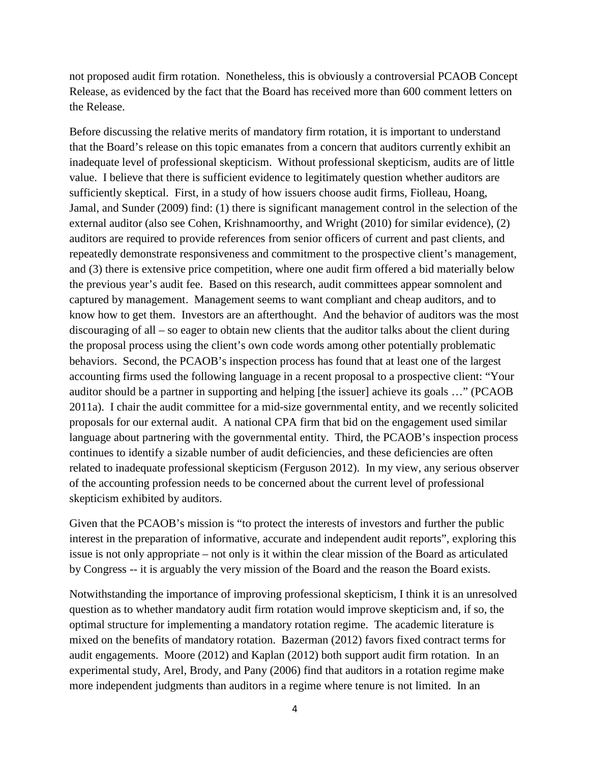not proposed audit firm rotation. Nonetheless, this is obviously a controversial PCAOB Concept Release, as evidenced by the fact that the Board has received more than 600 comment letters on the Release.

Before discussing the relative merits of mandatory firm rotation, it is important to understand that the Board's release on this topic emanates from a concern that auditors currently exhibit an inadequate level of professional skepticism. Without professional skepticism, audits are of little value. I believe that there is sufficient evidence to legitimately question whether auditors are sufficiently skeptical. First, in a study of how issuers choose audit firms, Fiolleau, Hoang, Jamal, and Sunder (2009) find: (1) there is significant management control in the selection of the external auditor (also see Cohen, Krishnamoorthy, and Wright (2010) for similar evidence), (2) auditors are required to provide references from senior officers of current and past clients, and repeatedly demonstrate responsiveness and commitment to the prospective client's management, and (3) there is extensive price competition, where one audit firm offered a bid materially below the previous year's audit fee. Based on this research, audit committees appear somnolent and captured by management. Management seems to want compliant and cheap auditors, and to know how to get them. Investors are an afterthought. And the behavior of auditors was the most discouraging of all – so eager to obtain new clients that the auditor talks about the client during the proposal process using the client's own code words among other potentially problematic behaviors. Second, the PCAOB's inspection process has found that at least one of the largest accounting firms used the following language in a recent proposal to a prospective client: "Your auditor should be a partner in supporting and helping [the issuer] achieve its goals …" (PCAOB 2011a). I chair the audit committee for a mid-size governmental entity, and we recently solicited proposals for our external audit. A national CPA firm that bid on the engagement used similar language about partnering with the governmental entity. Third, the PCAOB's inspection process continues to identify a sizable number of audit deficiencies, and these deficiencies are often related to inadequate professional skepticism (Ferguson 2012). In my view, any serious observer of the accounting profession needs to be concerned about the current level of professional skepticism exhibited by auditors.

Given that the PCAOB's mission is "to protect the interests of investors and further the public interest in the preparation of informative, accurate and independent audit reports", exploring this issue is not only appropriate – not only is it within the clear mission of the Board as articulated by Congress -- it is arguably the very mission of the Board and the reason the Board exists.

Notwithstanding the importance of improving professional skepticism, I think it is an unresolved question as to whether mandatory audit firm rotation would improve skepticism and, if so, the optimal structure for implementing a mandatory rotation regime. The academic literature is mixed on the benefits of mandatory rotation. Bazerman (2012) favors fixed contract terms for audit engagements. Moore (2012) and Kaplan (2012) both support audit firm rotation. In an experimental study, Arel, Brody, and Pany (2006) find that auditors in a rotation regime make more independent judgments than auditors in a regime where tenure is not limited. In an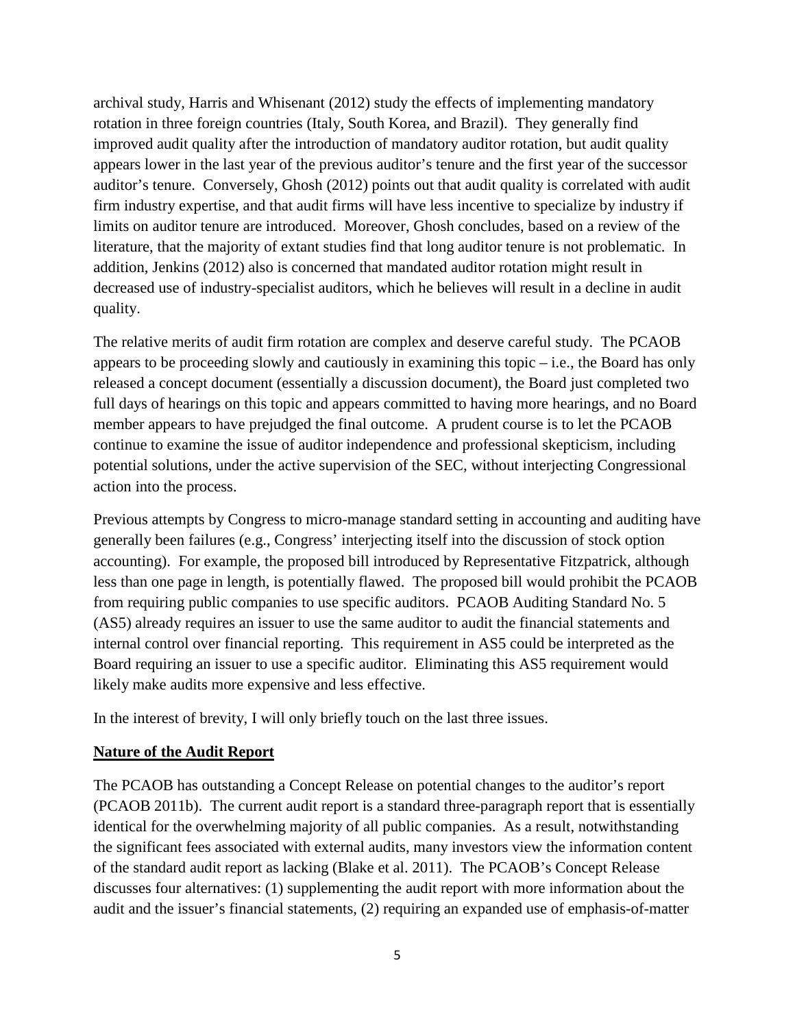archival study, Harris and Whisenant (2012) study the effects of implementing mandatory rotation in three foreign countries (Italy, South Korea, and Brazil). They generally find improved audit quality after the introduction of mandatory auditor rotation, but audit quality appears lower in the last year of the previous auditor's tenure and the first year of the successor auditor's tenure. Conversely, Ghosh (2012) points out that audit quality is correlated with audit firm industry expertise, and that audit firms will have less incentive to specialize by industry if limits on auditor tenure are introduced. Moreover, Ghosh concludes, based on a review of the literature, that the majority of extant studies find that long auditor tenure is not problematic. In addition, Jenkins (2012) also is concerned that mandated auditor rotation might result in decreased use of industry-specialist auditors, which he believes will result in a decline in audit quality.

The relative merits of audit firm rotation are complex and deserve careful study. The PCAOB appears to be proceeding slowly and cautiously in examining this topic – i.e., the Board has only released a concept document (essentially a discussion document), the Board just completed two full days of hearings on this topic and appears committed to having more hearings, and no Board member appears to have prejudged the final outcome. A prudent course is to let the PCAOB continue to examine the issue of auditor independence and professional skepticism, including potential solutions, under the active supervision of the SEC, without interjecting Congressional action into the process.

Previous attempts by Congress to micro-manage standard setting in accounting and auditing have generally been failures (e.g., Congress' interjecting itself into the discussion of stock option accounting). For example, the proposed bill introduced by Representative Fitzpatrick, although less than one page in length, is potentially flawed. The proposed bill would prohibit the PCAOB from requiring public companies to use specific auditors. PCAOB Auditing Standard No. 5 (AS5) already requires an issuer to use the same auditor to audit the financial statements and internal control over financial reporting. This requirement in AS5 could be interpreted as the Board requiring an issuer to use a specific auditor. Eliminating this AS5 requirement would likely make audits more expensive and less effective.

In the interest of brevity, I will only briefly touch on the last three issues.

**Nature of the Audit Report**

The PCAOB has outstanding a Concept Release on potential changes to the auditor's report (PCAOB 2011b). The current audit report is a standard three-paragraph report that is essentially identical for the overwhelming majority of all public companies. As a result, notwithstanding the significant fees associated with external audits, many investors view the information content of the standard audit report as lacking (Blake et al. 2011). The PCAOB's Concept Release discusses four alternatives: (1) supplementing the audit report with more information about the audit and the issuer's financial statements, (2) requiring an expanded use of emphasis-of-matter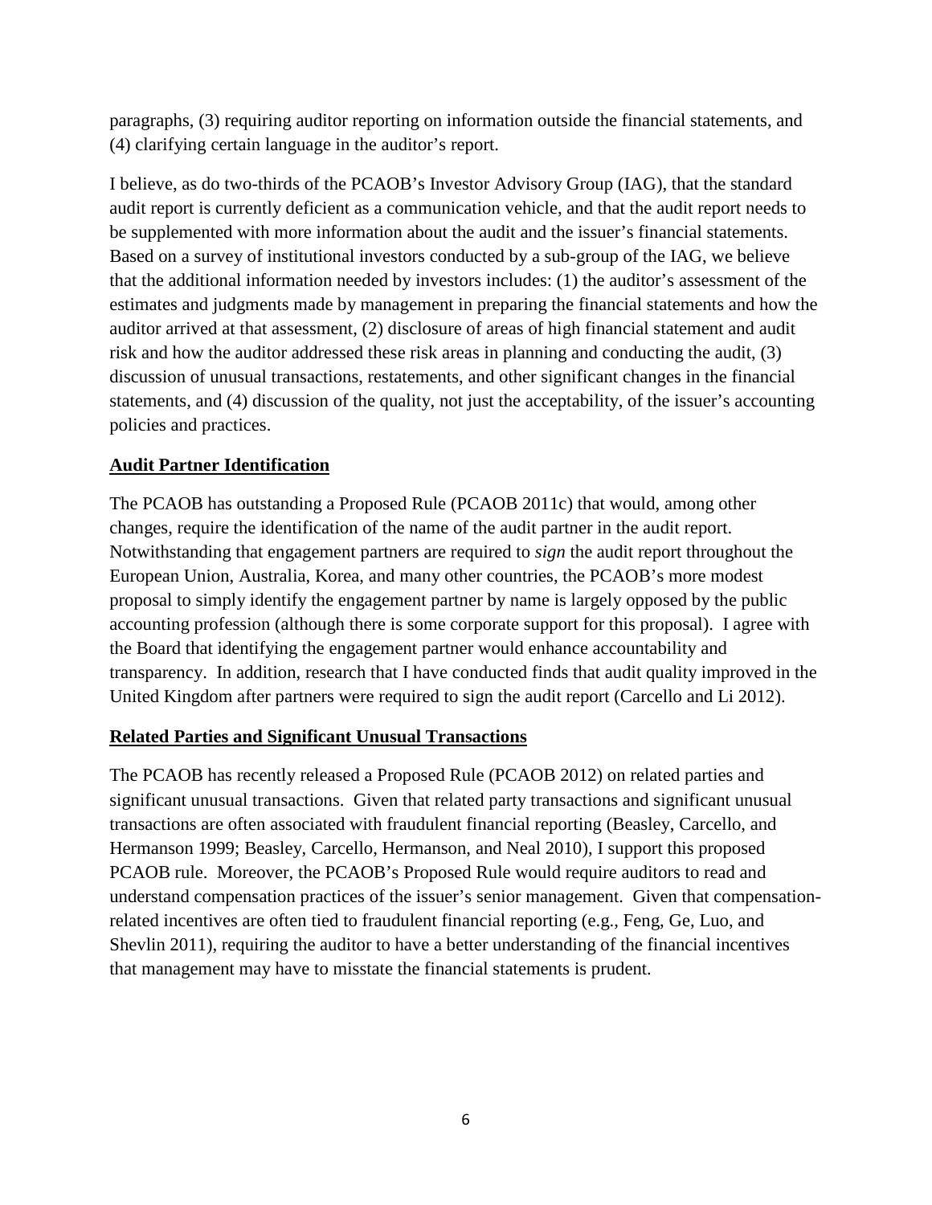paragraphs, (3) requiring auditor reporting on information outside the financial statements, and (4) clarifying certain language in the auditor's report.

I believe, as do two-thirds of the PCAOB's Investor Advisory Group (IAG), that the standard audit report is currently deficient as a communication vehicle, and that the audit report needs to be supplemented with more information about the audit and the issuer's financial statements. Based on a survey of institutional investors conducted by a sub-group of the IAG, we believe that the additional information needed by investors includes: (1) the auditor's assessment of the estimates and judgments made by management in preparing the financial statements and how the auditor arrived at that assessment, (2) disclosure of areas of high financial statement and audit risk and how the auditor addressed these risk areas in planning and conducting the audit, (3) discussion of unusual transactions, restatements, and other significant changes in the financial statements, and (4) discussion of the quality, not just the acceptability, of the issuer's accounting policies and practices.

**<u>Audit Partner Identification</u>**

The PCAOB has outstanding a Proposed Rule (PCAOB 2011c) that would, among other changes, require the identification of the name of the audit partner in the audit report. Notwithstanding that engagement partners are required to *sign* the audit report throughout the European Union, Australia, Korea, and many other countries, the PCAOB's more modest proposal to simply identify the engagement partner by name is largely opposed by the public accounting profession (although there is some corporate support for this proposal). I agree with the Board that identifying the engagement partner would enhance accountability and transparency. In addition, research that I have conducted finds that audit quality improved in the United Kingdom after partners were required to sign the audit report (Carcello and Li 2012).

**<u>Related Parties and Significant Unusual Transactions</u>**

The PCAOB has recently released a Proposed Rule (PCAOB 2012) on related parties and significant unusual transactions. Given that related party transactions and significant unusual transactions are often associated with fraudulent financial reporting (Beasley, Carcello, and Hermanson 1999; Beasley, Carcello, Hermanson, and Neal 2010), I support this proposed PCAOB rule. Moreover, the PCAOB's Proposed Rule would require auditors to read and understand compensation practices of the issuer's senior management. Given that compensation-related incentives are often tied to fraudulent financial reporting (e.g., Feng, Ge, Luo, and Shevlin 2011), requiring the auditor to have a better understanding of the financial incentives that management may have to misstate the financial statements is prudent.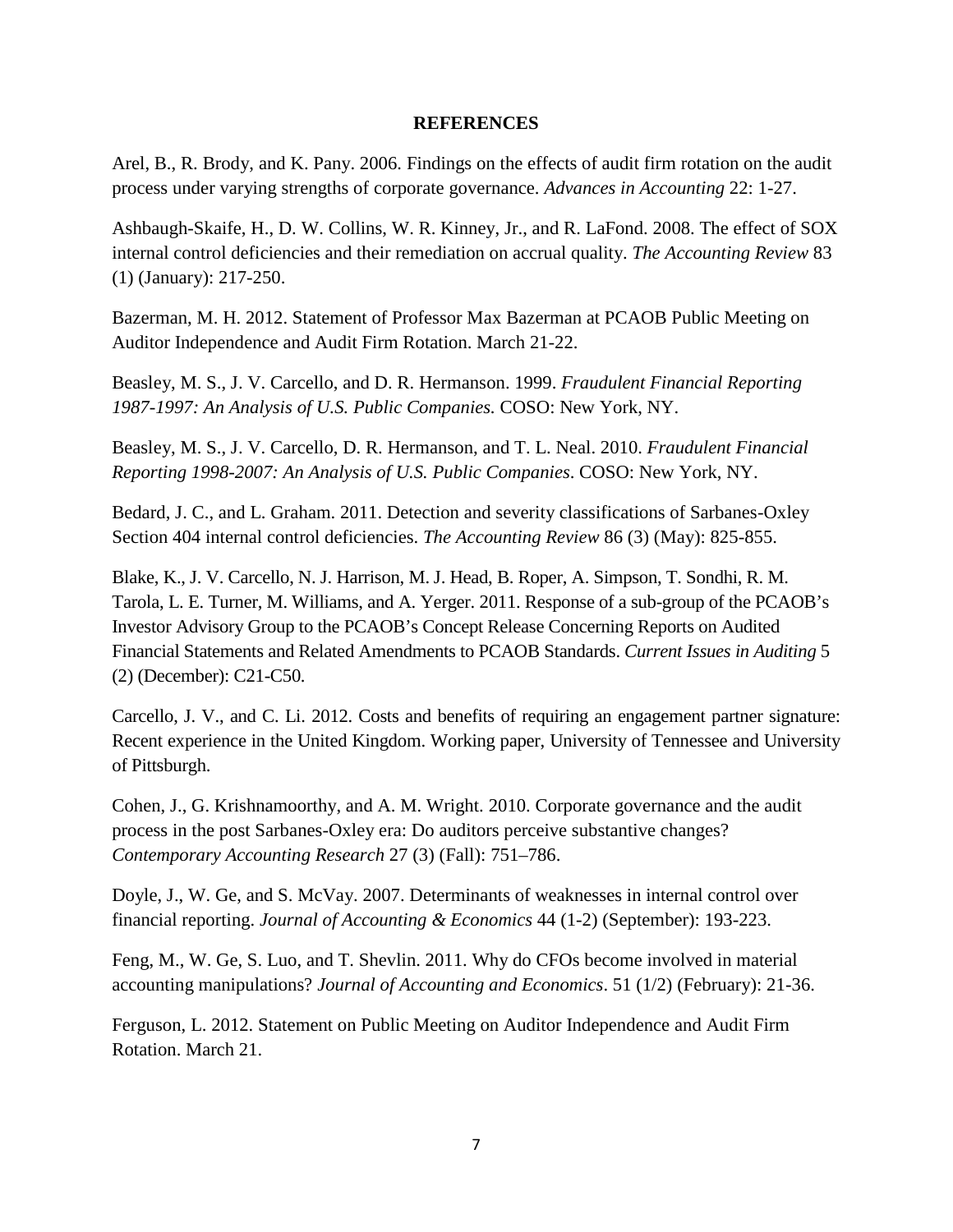## REFERENCES

Arel, B., R. Brody, and K. Pany. 2006. Findings on the effects of audit firm rotation on the audit process under varying strengths of corporate governance. *Advances in Accounting* 22: 1-27.

Ashbaugh-Skaife, H., D. W. Collins, W. R. Kinney, Jr., and R. LaFond. 2008. The effect of SOX internal control deficiencies and their remediation on accrual quality. *The Accounting Review* 83 (1) (January): 217-250.

Bazerman, M. H. 2012. Statement of Professor Max Bazerman at PCAOB Public Meeting on Auditor Independence and Audit Firm Rotation. March 21-22.

Beasley, M. S., J. V. Carcello, and D. R. Hermanson. 1999. *Fraudulent Financial Reporting 1987-1997: An Analysis of U.S. Public Companies.* COSO: New York, NY.

Beasley, M. S., J. V. Carcello, D. R. Hermanson, and T. L. Neal. 2010. *Fraudulent Financial Reporting 1998-2007: An Analysis of U.S. Public Companies*. COSO: New York, NY.

Bedard, J. C., and L. Graham. 2011. Detection and severity classifications of Sarbanes-Oxley Section 404 internal control deficiencies. *The Accounting Review* 86 (3) (May): 825-855.

Blake, K., J. V. Carcello, N. J. Harrison, M. J. Head, B. Roper, A. Simpson, T. Sondhi, R. M. Tarola, L. E. Turner, M. Williams, and A. Yerger. 2011. Response of a sub-group of the PCAOB's Investor Advisory Group to the PCAOB's Concept Release Concerning Reports on Audited Financial Statements and Related Amendments to PCAOB Standards. *Current Issues in Auditing* 5 (2) (December): C21-C50.

Carcello, J. V., and C. Li. 2012. Costs and benefits of requiring an engagement partner signature: Recent experience in the United Kingdom. Working paper, University of Tennessee and University of Pittsburgh.

Cohen, J., G. Krishnamoorthy, and A. M. Wright. 2010. Corporate governance and the audit process in the post Sarbanes-Oxley era: Do auditors perceive substantive changes? *Contemporary Accounting Research* 27 (3) (Fall): 751–786.

Doyle, J., W. Ge, and S. McVay. 2007. Determinants of weaknesses in internal control over financial reporting. *Journal of Accounting & Economics* 44 (1-2) (September): 193-223.

Feng, M., W. Ge, S. Luo, and T. Shevlin. 2011. Why do CFOs become involved in material accounting manipulations? *Journal of Accounting and Economics*. 51 (1/2) (February): 21-36.

Ferguson, L. 2012. Statement on Public Meeting on Auditor Independence and Audit Firm Rotation. March 21.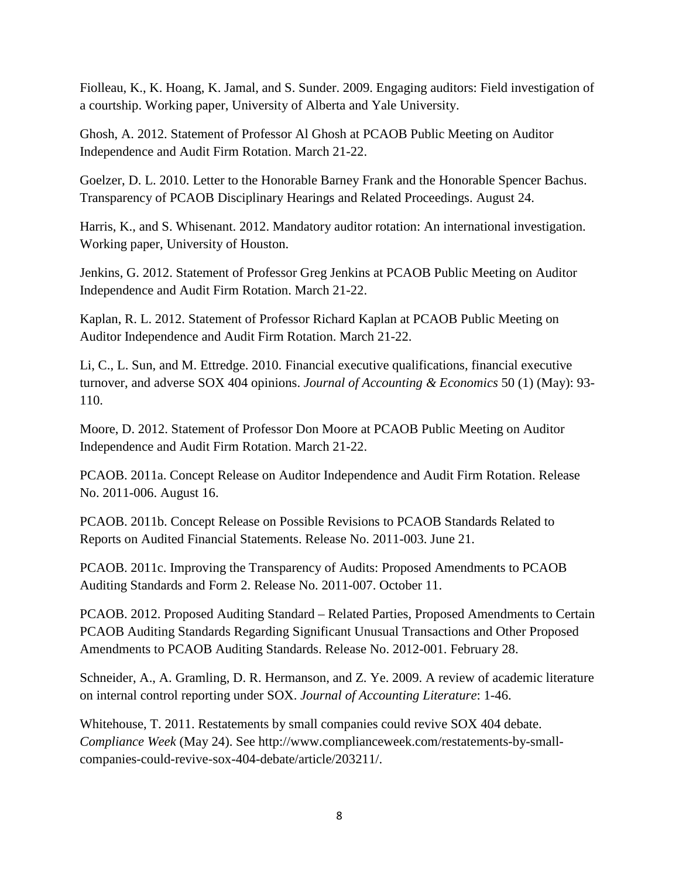Fiolleau, K., K. Hoang, K. Jamal, and S. Sunder. 2009. Engaging auditors: Field investigation of a courtship. Working paper, University of Alberta and Yale University.

Ghosh, A. 2012. Statement of Professor Al Ghosh at PCAOB Public Meeting on Auditor Independence and Audit Firm Rotation. March 21-22.

Goelzer, D. L. 2010. Letter to the Honorable Barney Frank and the Honorable Spencer Bachus. Transparency of PCAOB Disciplinary Hearings and Related Proceedings. August 24.

Harris, K., and S. Whisenant. 2012. Mandatory auditor rotation: An international investigation. Working paper, University of Houston.

Jenkins, G. 2012. Statement of Professor Greg Jenkins at PCAOB Public Meeting on Auditor Independence and Audit Firm Rotation. March 21-22.

Kaplan, R. L. 2012. Statement of Professor Richard Kaplan at PCAOB Public Meeting on Auditor Independence and Audit Firm Rotation. March 21-22.

Li, C., L. Sun, and M. Ettredge. 2010. Financial executive qualifications, financial executive turnover, and adverse SOX 404 opinions. *Journal of Accounting & Economics* 50 (1) (May): 93-110.

Moore, D. 2012. Statement of Professor Don Moore at PCAOB Public Meeting on Auditor Independence and Audit Firm Rotation. March 21-22.

PCAOB. 2011a. Concept Release on Auditor Independence and Audit Firm Rotation. Release No. 2011-006. August 16.

PCAOB. 2011b. Concept Release on Possible Revisions to PCAOB Standards Related to Reports on Audited Financial Statements. Release No. 2011-003. June 21.

PCAOB. 2011c. Improving the Transparency of Audits: Proposed Amendments to PCAOB Auditing Standards and Form 2. Release No. 2011-007. October 11.

PCAOB. 2012. Proposed Auditing Standard – Related Parties, Proposed Amendments to Certain PCAOB Auditing Standards Regarding Significant Unusual Transactions and Other Proposed Amendments to PCAOB Auditing Standards. Release No. 2012-001. February 28.

Schneider, A., A. Gramling, D. R. Hermanson, and Z. Ye. 2009. A review of academic literature on internal control reporting under SOX. *Journal of Accounting Literature*: 1-46.

Whitehouse, T. 2011. Restatements by small companies could revive SOX 404 debate. *Compliance Week* (May 24). See http://www.complianceweek.com/restatements-by-small-companies-could-revive-sox-404-debate/article/203211/.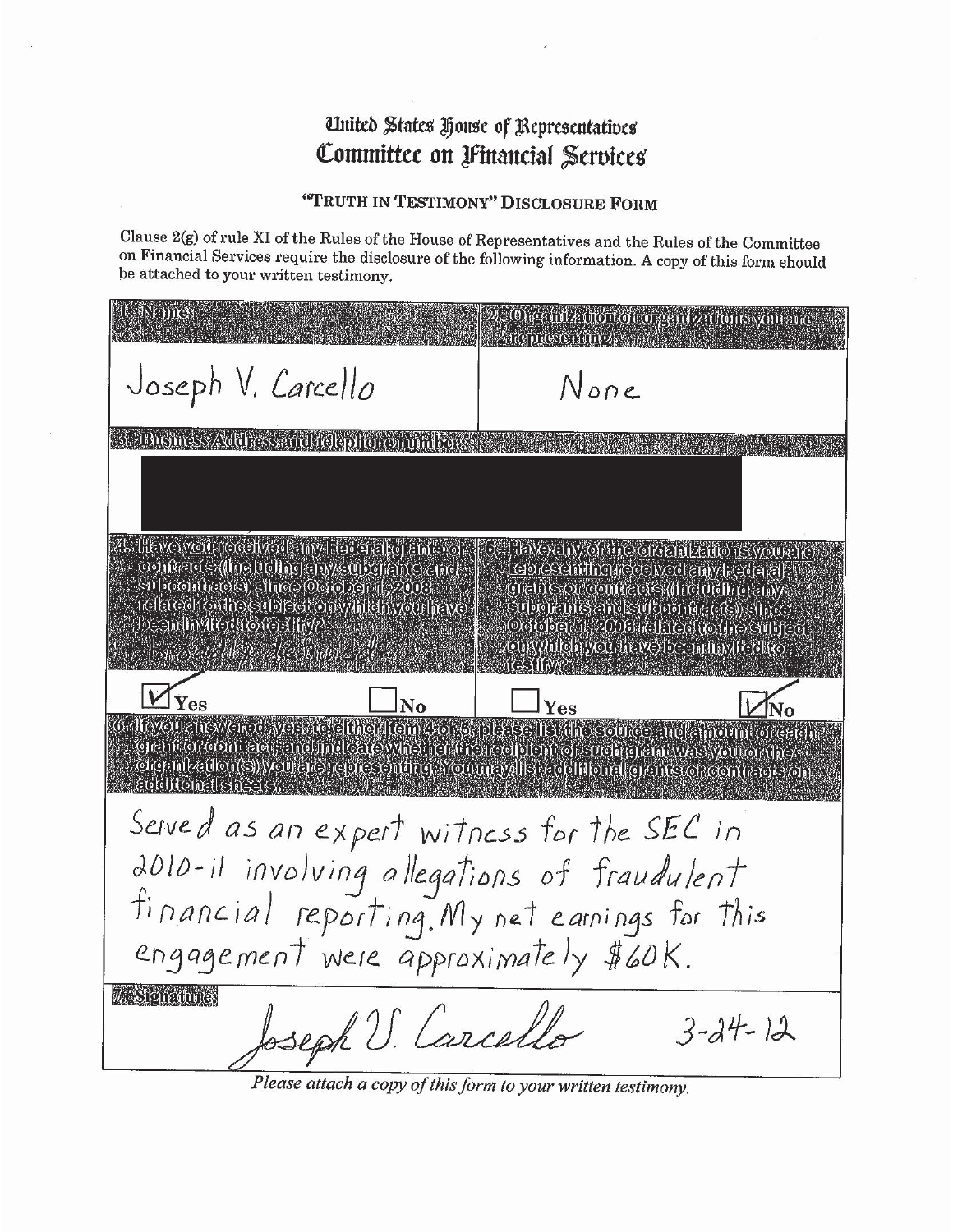# United States House of Representatives
# Committee on Financial Services

## "TRUTH IN TESTIMONY" DISCLOSURE FORM

Clause 2(g) of rule XI of the Rules of the House of Representatives and the Rules of the Committee on Financial Services require the disclosure of the following information. A copy of this form should be attached to your written testimony.

| 1. Name: | 2. Organization or organizations you are representing: |
| --- | --- |
| Joseph V. Carcello | None |

**3. Business Address and telephone number:**

[REDACTED]

| 4. Have you received any Federal grants or contracts (including any subgrants and subcontracts) since October 1, 2008 related to the subject on which you have been invited to testify? Broadly defined | 5. Have any of the organizations you are representing received any Federal grants or contracts (including any subgrants and subcontracts) since October 1, 2008 related to the subject on which you have been invited to testify? |
| --- | --- |
| ☑ Yes ☐ No | ☐ Yes ☑ No |

**6. If you answered yes to either item 4 or 5, please list the source and amount of each grant or contract, and indicate whether the recipient of such grant was you or the organization(s) you are representing. You may list additional grants or contracts on additional sheets.**

Served as an expert witness for the SEC in 2010-11 involving allegations of fraudulent financial reporting. My net earnings for this engagement were approximately $60K.

**7. Signature:**

Joseph V. Carcello 3-24-12

*Please attach a copy of this form to your written testimony.*